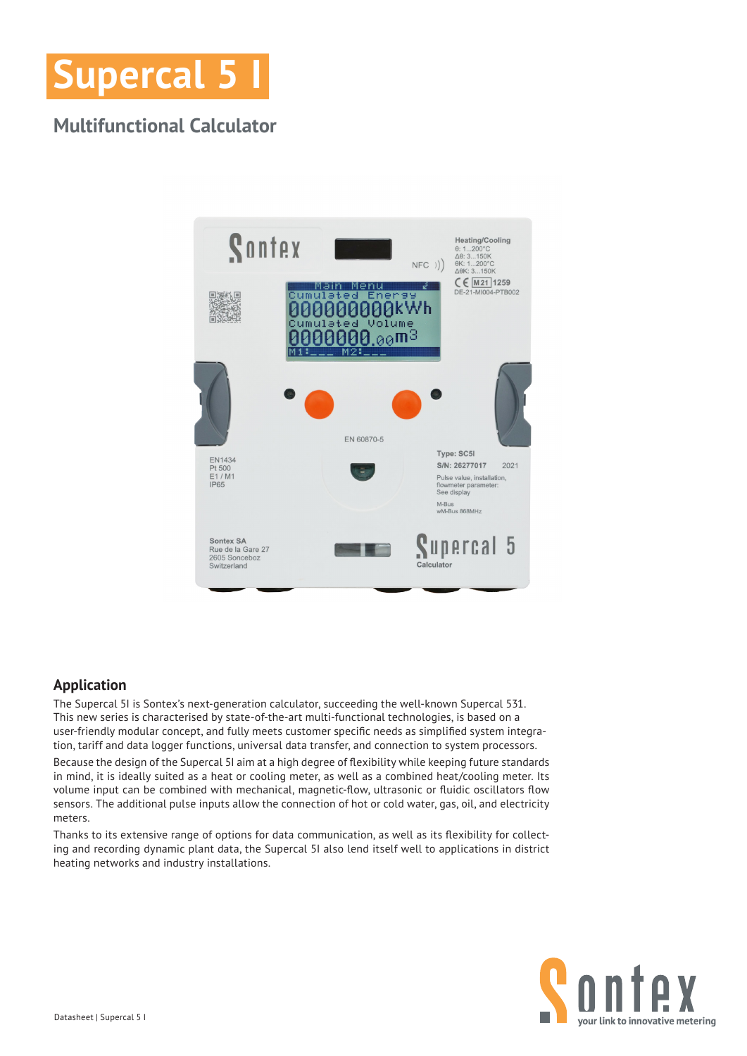# Supercal 5 I

## Multifunctional Calculator

### Application

The Supercal 5I is Sontex's next-generation calculator, succeeding the well-known Supercal 531. This new series is characterised by state-of-the-art multi-functional technologies, is based on a user-friendly modular concept, and fully meets customer specific needs as simplified system integration, tariff and data logger functions, universal data transfer, and connection to system processors.

Because the design of the Supercal 5I aim at a high degree of flexibility while keeping future standards in mind, it is ideally suited as a heat or cooling meter, as well as a combined heat/cooling meter. Its volume input can be combined with mechanical, magnetic-flow, ultrasonic or fluidic oscillators flow sensors. The additional pulse inputs allow the connection of hot or cold water, gas, oil, and electricity meters.

Thanks to its extensive range of options for data communication, as well as its flexibility for collecting and recording dynamic plant data, the Supercal 5I also lend itself well to applications in district heating networks and industry installations.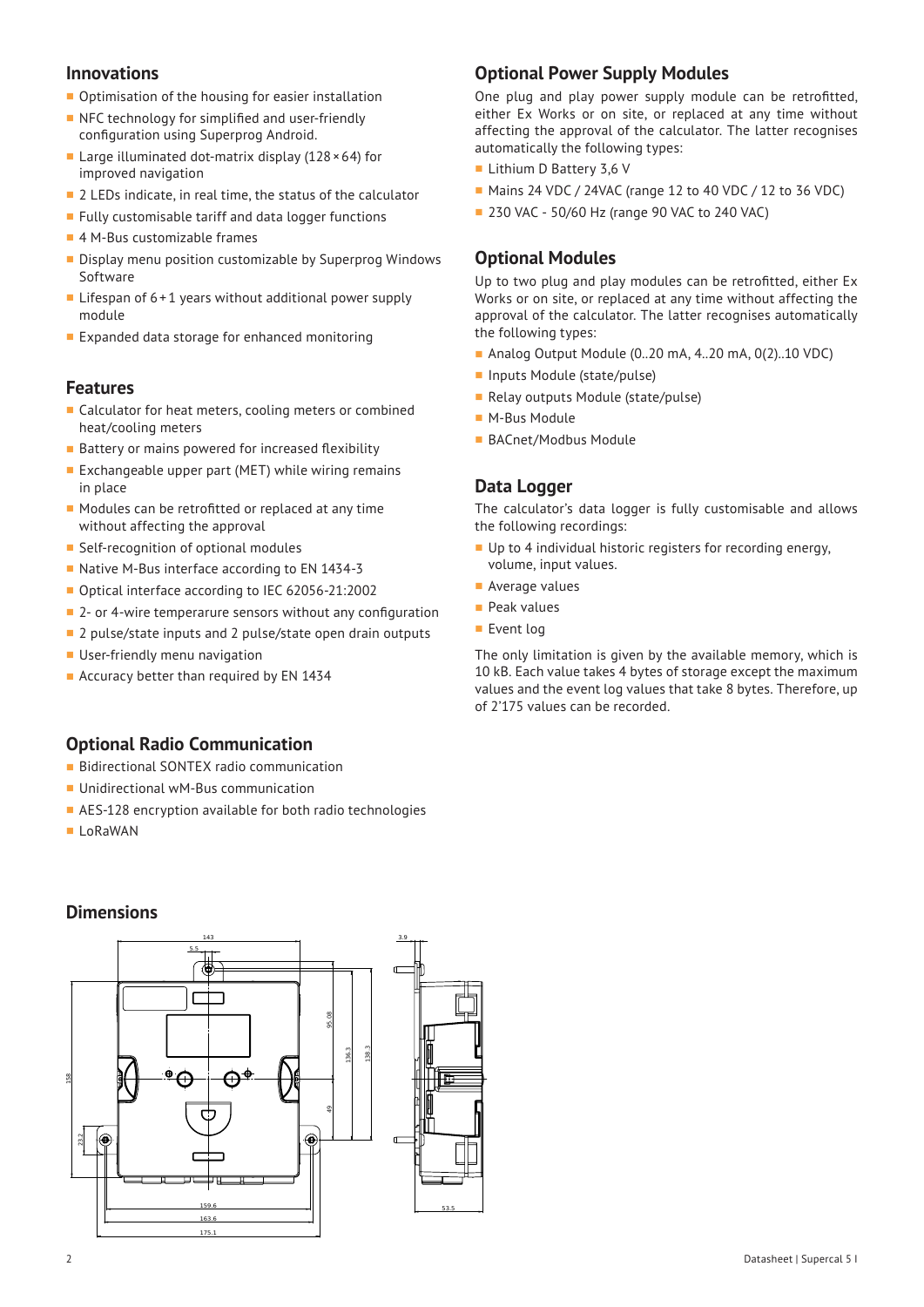## Innovations

- Optimisation of the housing for easier installation
- NFC technology for simplified and user-friendly configuration using Superprog Android.
- Large illuminated dot-matrix display (128 × 64) for improved navigation
- 2 LEDs indicate, in real time, the status of the calculator
- Fully customisable tariff and data logger functions
- 4 M-Bus customizable frames
- Display menu position customizable by Superprog Windows Software
- Lifespan of 6 + 1 years without additional power supply module
- Expanded data storage for enhanced monitoring

## Features

- Calculator for heat meters, cooling meters or combined heat/cooling meters
- Battery or mains powered for increased flexibility
- Exchangeable upper part (MET) while wiring remains in place
- Modules can be retrofitted or replaced at any time without affecting the approval
- Self-recognition of optional modules
- Native M-Bus interface according to EN 1434-3
- Optical interface according to IEC 62056-21:2002
- 2- or 4-wire temperarure sensors without any configuration
- 2 pulse/state inputs and 2 pulse/state open drain outputs
- User-friendly menu navigation
- Accuracy better than required by EN 1434

## Optional Radio Communication

- Bidirectional SONTEX radio communication
- Unidirectional wM-Bus communication
- AES-128 encryption available for both radio technologies
- LoRaWAN

## Dimensions

## Optional Power Supply Modules

One plug and play power supply module can be retrofitted, either Ex Works or on site, or replaced at any time without affecting the approval of the calculator. The latter recognises automatically the following types:

- Lithium D Battery 3,6 V
- Mains 24 VDC / 24VAC (range 12 to 40 VDC / 12 to 36 VDC)
- 230 VAC - 50/60 Hz (range 90 VAC to 240 VAC)

## Optional Modules

Up to two plug and play modules can be retrofitted, either Ex Works or on site, or replaced at any time without affecting the approval of the calculator. The latter recognises automatically the following types:

- Analog Output Module (0..20 mA, 4..20 mA, 0(2)..10 VDC)
- Inputs Module (state/pulse)
- Relay outputs Module (state/pulse)
- M-Bus Module
- BACnet/Modbus Module

## Data Logger

The calculator's data logger is fully customisable and allows the following recordings:

- Up to 4 individual historic registers for recording energy, volume, input values.
- Average values
- Peak values
- Event log

The only limitation is given by the available memory, which is 10 kB. Each value takes 4 bytes of storage except the maximum values and the event log values that take 8 bytes. Therefore, up of 2'175 values can be recorded.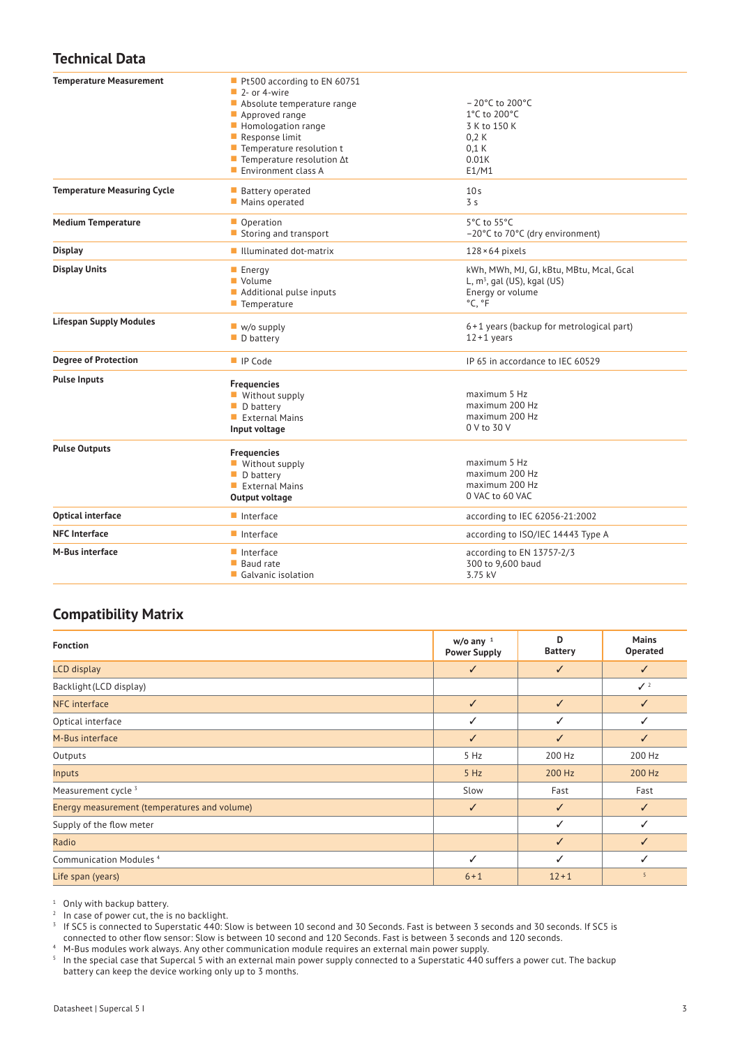## Technical Data

| | | |
|---|---|---|
| **Temperature Measurement** | Pt500 according to EN 60751 | |
| | 2- or 4-wire | |
| | Absolute temperature range | – 20°C to 200°C |
| | Approved range | 1°C to 200°C |
| | Homologation range | 3 K to 150 K |
| | Response limit | 0,2 K |
| | Temperature resolution t | 0,1 K |
| | Temperature resolution Δt | 0.01K |
| | Environment class A | E1/M1 |
| **Temperature Measuring Cycle** | Battery operated | 10 s |
| | Mains operated | 3 s |
| **Medium Temperature** | Operation | 5°C to 55°C |
| | Storing and transport | –20°C to 70°C (dry environment) |
| **Display** | Illuminated dot-matrix | 128 × 64 pixels |
| **Display Units** | Energy | kWh, MWh, MJ, GJ, kBtu, MBtu, Mcal, Gcal |
| | Volume | L, m³, gal (US), kgal (US) |
| | Additional pulse inputs | Energy or volume |
| | Temperature | °C, °F |
| **Lifespan Supply Modules** | w/o supply | 6 + 1 years (backup for metrological part) |
| | D battery | 12 + 1 years |
| **Degree of Protection** | IP Code | IP 65 in accordance to IEC 60529 |
| **Pulse Inputs** | **Frequencies** | |
| | Without supply | maximum 5 Hz |
| | D battery | maximum 200 Hz |
| | External Mains | maximum 200 Hz |
| | **Input voltage** | 0 V to 30 V |
| **Pulse Outputs** | **Frequencies** | |
| | Without supply | maximum 5 Hz |
| | D battery | maximum 200 Hz |
| | External Mains | maximum 200 Hz |
| | **Output voltage** | 0 VAC to 60 VAC |
| **Optical interface** | Interface | according to IEC 62056-21:2002 |
| **NFC Interface** | Interface | according to ISO/IEC 14443 Type A |
| **M-Bus interface** | Interface | according to EN 13757-2/3 |
| | Baud rate | 300 to 9,600 baud |
| | Galvanic isolation | 3.75 kV |

## Compatibility Matrix

| Fonction | w/o any [1] Power Supply | D Battery | Mains Operated |
|---|---|---|---|
| LCD display | ✓ | ✓ | ✓ |
| Backlight (LCD display) | | | ✓ [2] |
| NFC interface | ✓ | ✓ | ✓ |
| Optical interface | ✓ | ✓ | ✓ |
| M-Bus interface | ✓ | ✓ | ✓ |
| Outputs | 5 Hz | 200 Hz | 200 Hz |
| Inputs | 5 Hz | 200 Hz | 200 Hz |
| Measurement cycle [3] | Slow | Fast | Fast |
| Energy measurement (temperatures and volume) | ✓ | ✓ | ✓ |
| Supply of the flow meter | | ✓ | ✓ |
| Radio | | ✓ | ✓ |
| Communication Modules [4] | ✓ | ✓ | ✓ |
| Life span (years) | 6 + 1 | 12 + 1 | [5] |

[1] Only with backup battery.
[2] In case of power cut, the is no backlight.
[3] If SC5 is connected to Superstatic 440: Slow is between 10 second and 30 Seconds. Fast is between 3 seconds and 30 seconds. If SC5 is connected to other flow sensor: Slow is between 10 second and 120 Seconds. Fast is between 3 seconds and 120 seconds.
[4] M-Bus modules work always. Any other communication module requires an external main power supply.
[5] In the special case that Supercal 5 with an external main power supply connected to a Superstatic 440 suffers a power cut. The backup battery can keep the device working only up to 3 months.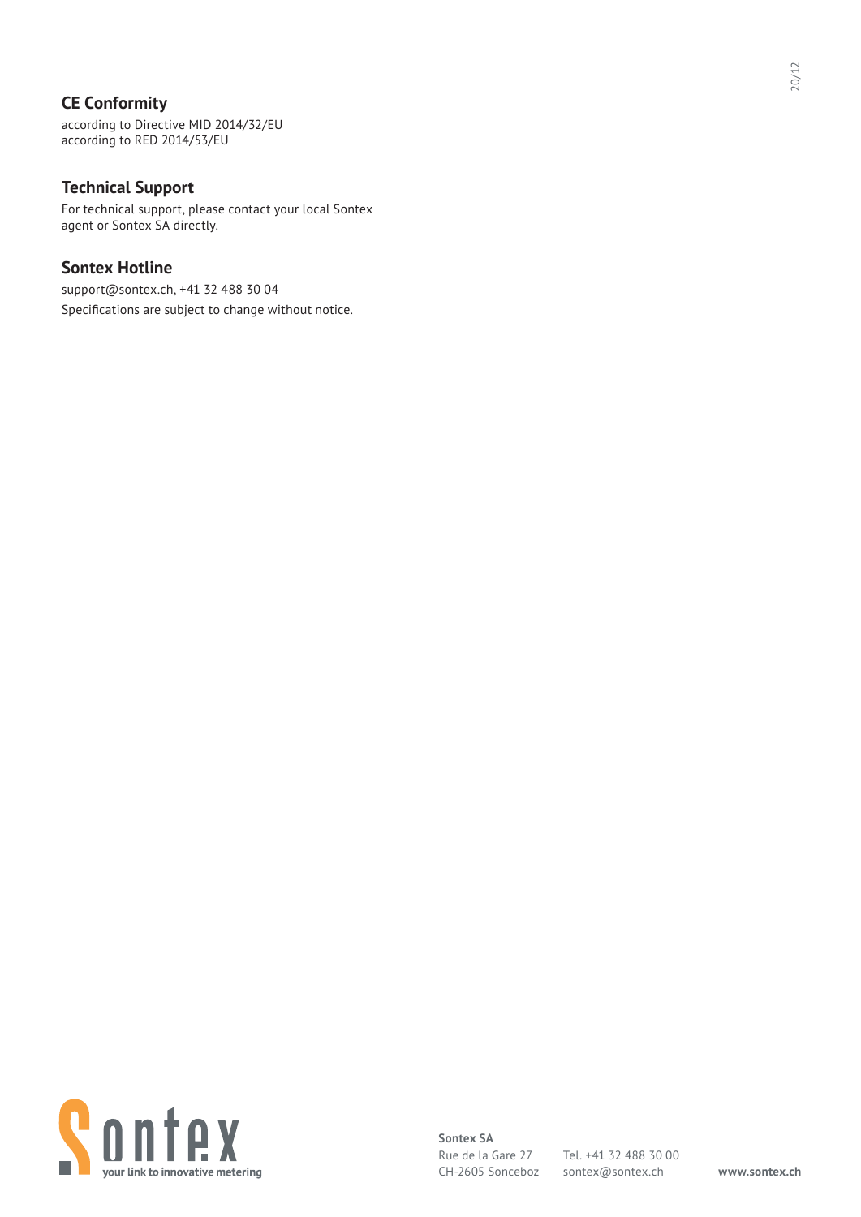## CE Conformity

according to Directive MID 2014/32/EU
according to RED 2014/53/EU

## Technical Support

For technical support, please contact your local Sontex agent or Sontex SA directly.

## Sontex Hotline

support@sontex.ch, +41 32 488 30 04

Specifications are subject to change without notice.

Sontex
your link to innovative metering

**Sontex SA**
Rue de la Gare 27
CH-2605 Sonceboz

Tel. +41 32 488 30 00
sontex@sontex.ch

**www.sontex.ch**